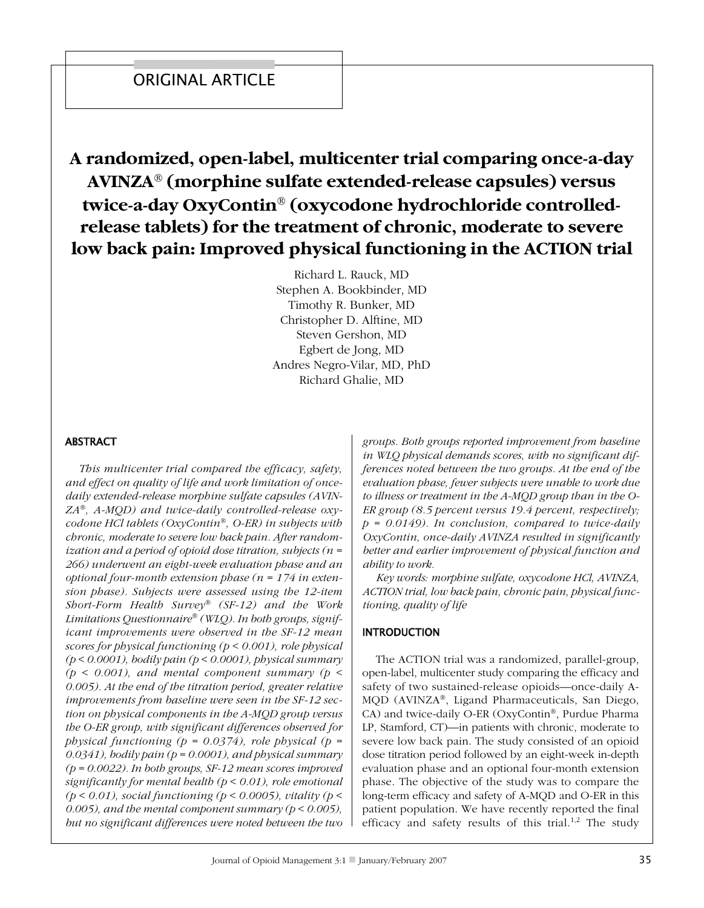ORIGINAL ARTICLE

# A randomized, open-label, multicenter trial comparing once-a-day AVINZA® (morphine sulfate extended-release capsules) versus twice-a-day OxyContin® (oxycodone hydrochloride controlled-release tablets) for the treatment of chronic, moderate to severe low back pain: Improved physical functioning in the ACTION trial

Richard L. Rauck, MD
Stephen A. Bookbinder, MD
Timothy R. Bunker, MD
Christopher D. Alftine, MD
Steven Gershon, MD
Egbert de Jong, MD
Andres Negro-Vilar, MD, PhD
Richard Ghalie, MD

## ABSTRACT

*This multicenter trial compared the efficacy, safety, and effect on quality of life and work limitation of once-daily extended-release morphine sulfate capsules (AVINZA®, A-MQD) and twice-daily controlled-release oxycodone HCl tablets (OxyContin®, O-ER) in subjects with chronic, moderate to severe low back pain. After randomization and a period of opioid dose titration, subjects (n = 266) underwent an eight-week evaluation phase and an optional four-month extension phase (n = 174 in extension phase). Subjects were assessed using the 12-item Short-Form Health Survey® (SF-12) and the Work Limitations Questionnaire® (WLQ). In both groups, significant improvements were observed in the SF-12 mean scores for physical functioning ($p < 0.001$), role physical ($p < 0.0001$), bodily pain ($p < 0.0001$), physical summary ($p < 0.001$), and mental component summary ($p < 0.005$). At the end of the titration period, greater relative improvements from baseline were seen in the SF-12 section on physical components in the A-MQD group versus the O-ER group, with significant differences observed for physical functioning ($p = 0.0374$), role physical ($p = 0.0341$), bodily pain ($p = 0.0001$), and physical summary ($p = 0.0022$). In both groups, SF-12 mean scores improved significantly for mental health ($p < 0.01$), role emotional ($p < 0.01$), social functioning ($p < 0.0005$), vitality ($p < 0.005$), and the mental component summary ($p < 0.005$), but no significant differences were noted between the two groups. Both groups reported improvement from baseline in WLQ physical demands scores, with no significant differences noted between the two groups. At the end of the evaluation phase, fewer subjects were unable to work due to illness or treatment in the A-MQD group than in the O-ER group (8.5 percent versus 19.4 percent, respectively; $p = 0.0149$). In conclusion, compared to twice-daily OxyContin, once-daily AVINZA resulted in significantly better and earlier improvement of physical function and ability to work.*

*Key words: morphine sulfate, oxycodone HCl, AVINZA, ACTION trial, low back pain, chronic pain, physical functioning, quality of life*

## INTRODUCTION

The ACTION trial was a randomized, parallel-group, open-label, multicenter study comparing the efficacy and safety of two sustained-release opioids—once-daily A-MQD (AVINZA®, Ligand Pharmaceuticals, San Diego, CA) and twice-daily O-ER (OxyContin®, Purdue Pharma LP, Stamford, CT)—in patients with chronic, moderate to severe low back pain. The study consisted of an opioid dose titration period followed by an eight-week in-depth evaluation phase and an optional four-month extension phase. The objective of the study was to compare the long-term efficacy and safety of A-MQD and O-ER in this patient population. We have recently reported the final efficacy and safety results of this trial.[1,2] The study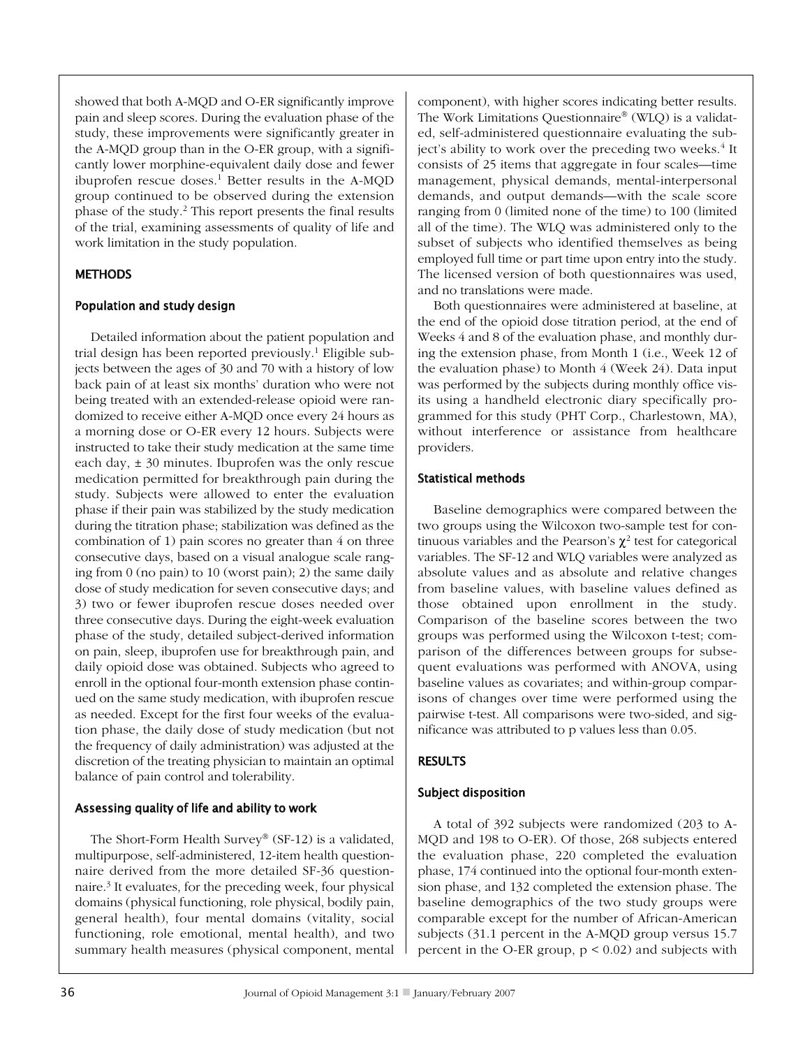showed that both A-MQD and O-ER significantly improve pain and sleep scores. During the evaluation phase of the study, these improvements were significantly greater in the A-MQD group than in the O-ER group, with a significantly lower morphine-equivalent daily dose and fewer ibuprofen rescue doses.[1] Better results in the A-MQD group continued to be observed during the extension phase of the study.[2] This report presents the final results of the trial, examining assessments of quality of life and work limitation in the study population.

## METHODS

### Population and study design

Detailed information about the patient population and trial design has been reported previously.[1] Eligible subjects between the ages of 30 and 70 with a history of low back pain of at least six months' duration who were not being treated with an extended-release opioid were randomized to receive either A-MQD once every 24 hours as a morning dose or O-ER every 12 hours. Subjects were instructed to take their study medication at the same time each day, ± 30 minutes. Ibuprofen was the only rescue medication permitted for breakthrough pain during the study. Subjects were allowed to enter the evaluation phase if their pain was stabilized by the study medication during the titration phase; stabilization was defined as the combination of 1) pain scores no greater than 4 on three consecutive days, based on a visual analogue scale ranging from 0 (no pain) to 10 (worst pain); 2) the same daily dose of study medication for seven consecutive days; and 3) two or fewer ibuprofen rescue doses needed over three consecutive days. During the eight-week evaluation phase of the study, detailed subject-derived information on pain, sleep, ibuprofen use for breakthrough pain, and daily opioid dose was obtained. Subjects who agreed to enroll in the optional four-month extension phase continued on the same study medication, with ibuprofen rescue as needed. Except for the first four weeks of the evaluation phase, the daily dose of study medication (but not the frequency of daily administration) was adjusted at the discretion of the treating physician to maintain an optimal balance of pain control and tolerability.

### Assessing quality of life and ability to work

The Short-Form Health Survey® (SF-12) is a validated, multipurpose, self-administered, 12-item health questionnaire derived from the more detailed SF-36 questionnaire.[3] It evaluates, for the preceding week, four physical domains (physical functioning, role physical, bodily pain, general health), four mental domains (vitality, social functioning, role emotional, mental health), and two summary health measures (physical component, mental component), with higher scores indicating better results. The Work Limitations Questionnaire® (WLQ) is a validated, self-administered questionnaire evaluating the subject's ability to work over the preceding two weeks.[4] It consists of 25 items that aggregate in four scales—time management, physical demands, mental-interpersonal demands, and output demands—with the scale score ranging from 0 (limited none of the time) to 100 (limited all of the time). The WLQ was administered only to the subset of subjects who identified themselves as being employed full time or part time upon entry into the study. The licensed version of both questionnaires was used, and no translations were made.

Both questionnaires were administered at baseline, at the end of the opioid dose titration period, at the end of Weeks 4 and 8 of the evaluation phase, and monthly during the extension phase, from Month 1 (i.e., Week 12 of the evaluation phase) to Month 4 (Week 24). Data input was performed by the subjects during monthly office visits using a handheld electronic diary specifically programmed for this study (PHT Corp., Charlestown, MA), without interference or assistance from healthcare providers.

### Statistical methods

Baseline demographics were compared between the two groups using the Wilcoxon two-sample test for continuous variables and the Pearson's $\chi^2$ test for categorical variables. The SF-12 and WLQ variables were analyzed as absolute values and as absolute and relative changes from baseline values, with baseline values defined as those obtained upon enrollment in the study. Comparison of the baseline scores between the two groups was performed using the Wilcoxon t-test; comparison of the differences between groups for subsequent evaluations was performed with ANOVA, using baseline values as covariates; and within-group comparisons of changes over time were performed using the pairwise t-test. All comparisons were two-sided, and significance was attributed to p values less than 0.05.

## RESULTS

### Subject disposition

A total of 392 subjects were randomized (203 to A-MQD and 198 to O-ER). Of those, 268 subjects entered the evaluation phase, 220 completed the evaluation phase, 174 continued into the optional four-month extension phase, and 132 completed the extension phase. The baseline demographics of the two study groups were comparable except for the number of African-American subjects (31.1 percent in the A-MQD group versus 15.7 percent in the O-ER group, $p < 0.02$) and subjects with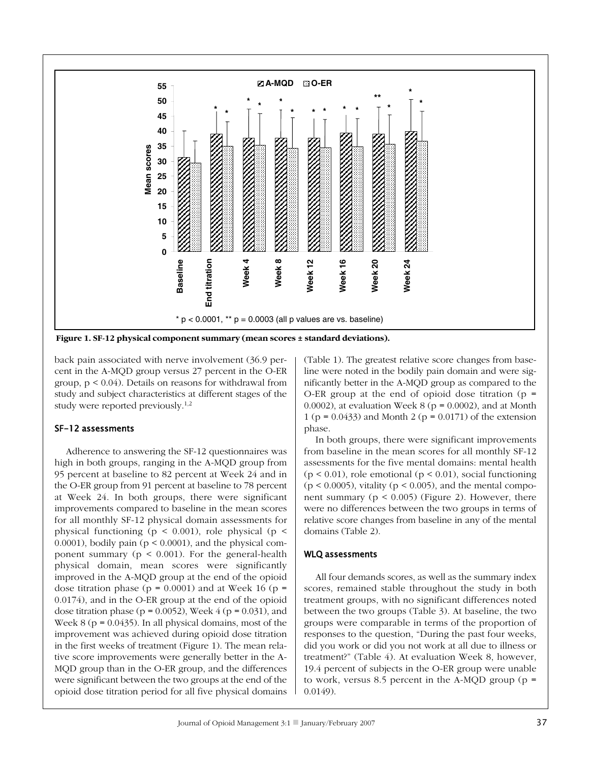Figure 1. SF-12 physical component summary (mean scores ± standard deviations).

back pain associated with nerve involvement (36.9 percent in the A-MQD group versus 27 percent in the O-ER group, $p < 0.04$). Details on reasons for withdrawal from study and subject characteristics at different stages of the study were reported previously.[1,2]

### SF-12 assessments

Adherence to answering the SF-12 questionnaires was high in both groups, ranging in the A-MQD group from 95 percent at baseline to 82 percent at Week 24 and in the O-ER group from 91 percent at baseline to 78 percent at Week 24. In both groups, there were significant improvements compared to baseline in the mean scores for all monthly SF-12 physical domain assessments for physical functioning ($p < 0.001$), role physical ($p < 0.0001$), bodily pain ($p < 0.0001$), and the physical component summary ($p < 0.001$). For the general-health physical domain, mean scores were significantly improved in the A-MQD group at the end of the opioid dose titration phase ($p = 0.0001$) and at Week 16 ($p = 0.0174$), and in the O-ER group at the end of the opioid dose titration phase ($p = 0.0052$), Week 4 ($p = 0.031$), and Week 8 ($p = 0.0435$). In all physical domains, most of the improvement was achieved during opioid dose titration in the first weeks of treatment (Figure 1). The mean relative score improvements were generally better in the A-MQD group than in the O-ER group, and the differences were significant between the two groups at the end of the opioid dose titration period for all five physical domains (Table 1). The greatest relative score changes from baseline were noted in the bodily pain domain and were significantly better in the A-MQD group as compared to the O-ER group at the end of opioid dose titration ($p = 0.0002$), at evaluation Week 8 ($p = 0.0002$), and at Month 1 ($p = 0.0433$) and Month 2 ($p = 0.0171$) of the extension phase.

In both groups, there were significant improvements from baseline in the mean scores for all monthly SF-12 assessments for the five mental domains: mental health ($p < 0.01$), role emotional ($p < 0.01$), social functioning ($p < 0.0005$), vitality ($p < 0.005$), and the mental component summary ($p < 0.005$) (Figure 2). However, there were no differences between the two groups in terms of relative score changes from baseline in any of the mental domains (Table 2).

### WLQ assessments

All four demands scores, as well as the summary index scores, remained stable throughout the study in both treatment groups, with no significant differences noted between the two groups (Table 3). At baseline, the two groups were comparable in terms of the proportion of responses to the question, "During the past four weeks, did you work or did you not work at all due to illness or treatment?" (Table 4). At evaluation Week 8, however, 19.4 percent of subjects in the O-ER group were unable to work, versus 8.5 percent in the A-MQD group ($p = 0.0149$).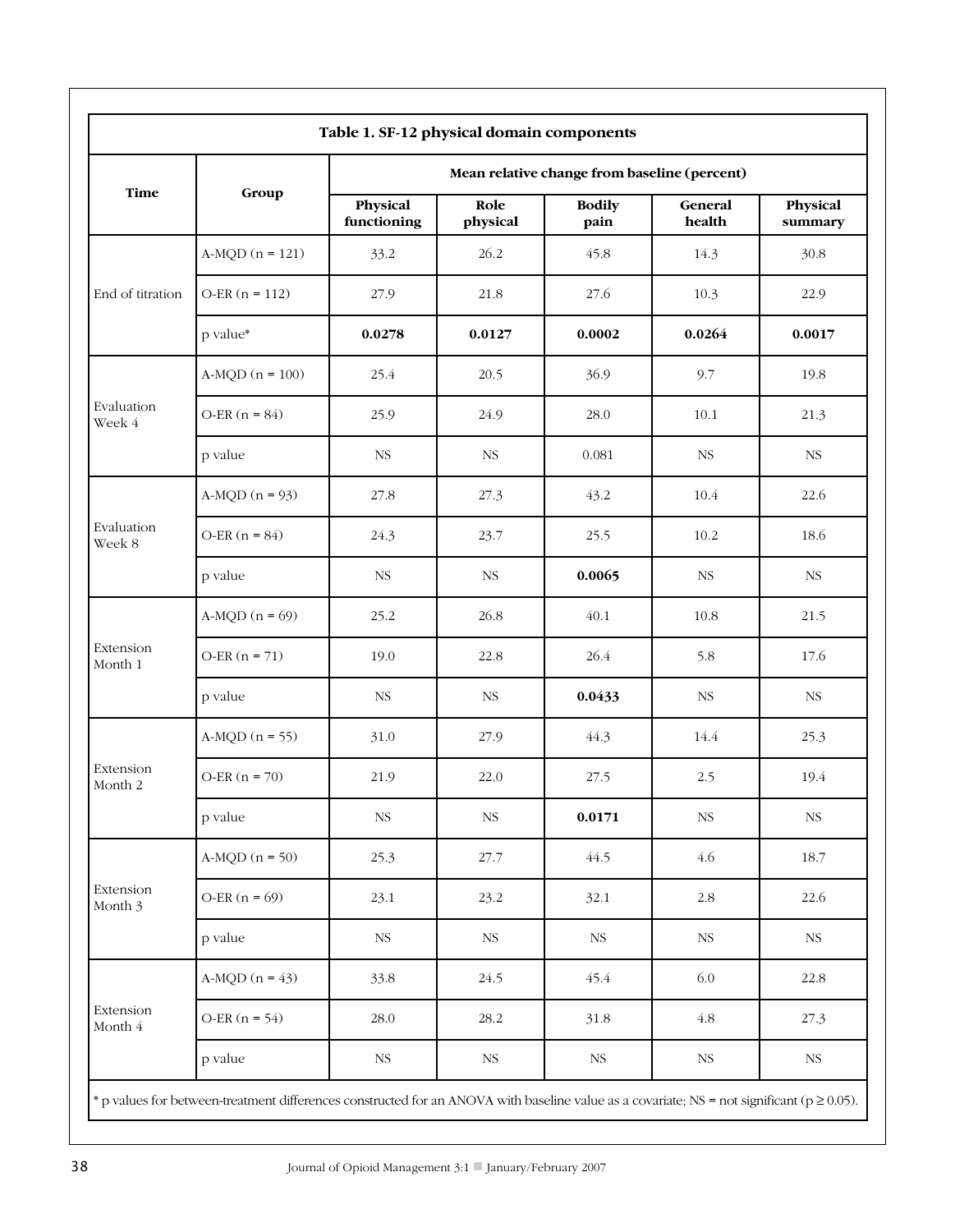**Table 1. SF-12 physical domain components**

| Time | Group | Mean relative change from baseline (percent) | | | | |
|---|---|---|---|---|---|---|
| | | Physical functioning | Role physical | Bodily pain | General health | Physical summary |
| End of titration | A-MQD (n = 121) | 33.2 | 26.2 | 45.8 | 14.3 | 30.8 |
| | O-ER (n = 112) | 27.9 | 21.8 | 27.6 | 10.3 | 22.9 |
| | p value* | **0.0278** | **0.0127** | **0.0002** | **0.0264** | **0.0017** |
| Evaluation Week 4 | A-MQD (n = 100) | 25.4 | 20.5 | 36.9 | 9.7 | 19.8 |
| | O-ER (n = 84) | 25.9 | 24.9 | 28.0 | 10.1 | 21.3 |
| | p value | NS | NS | 0.081 | NS | NS |
| Evaluation Week 8 | A-MQD (n = 93) | 27.8 | 27.3 | 43.2 | 10.4 | 22.6 |
| | O-ER (n = 84) | 24.3 | 23.7 | 25.5 | 10.2 | 18.6 |
| | p value | NS | NS | **0.0065** | NS | NS |
| Extension Month 1 | A-MQD (n = 69) | 25.2 | 26.8 | 40.1 | 10.8 | 21.5 |
| | O-ER (n = 71) | 19.0 | 22.8 | 26.4 | 5.8 | 17.6 |
| | p value | NS | NS | **0.0433** | NS | NS |
| Extension Month 2 | A-MQD (n = 55) | 31.0 | 27.9 | 44.3 | 14.4 | 25.3 |
| | O-ER (n = 70) | 21.9 | 22.0 | 27.5 | 2.5 | 19.4 |
| | p value | NS | NS | **0.0171** | NS | NS |
| Extension Month 3 | A-MQD (n = 50) | 25.3 | 27.7 | 44.5 | 4.6 | 18.7 |
| | O-ER (n = 69) | 23.1 | 23.2 | 32.1 | 2.8 | 22.6 |
| | p value | NS | NS | NS | NS | NS |
| Extension Month 4 | A-MQD (n = 43) | 33.8 | 24.5 | 45.4 | 6.0 | 22.8 |
| | O-ER (n = 54) | 28.0 | 28.2 | 31.8 | 4.8 | 27.3 |
| | p value | NS | NS | NS | NS | NS |

* p values for between-treatment differences constructed for an ANOVA with baseline value as a covariate; NS = not significant ($p \geq 0.05$).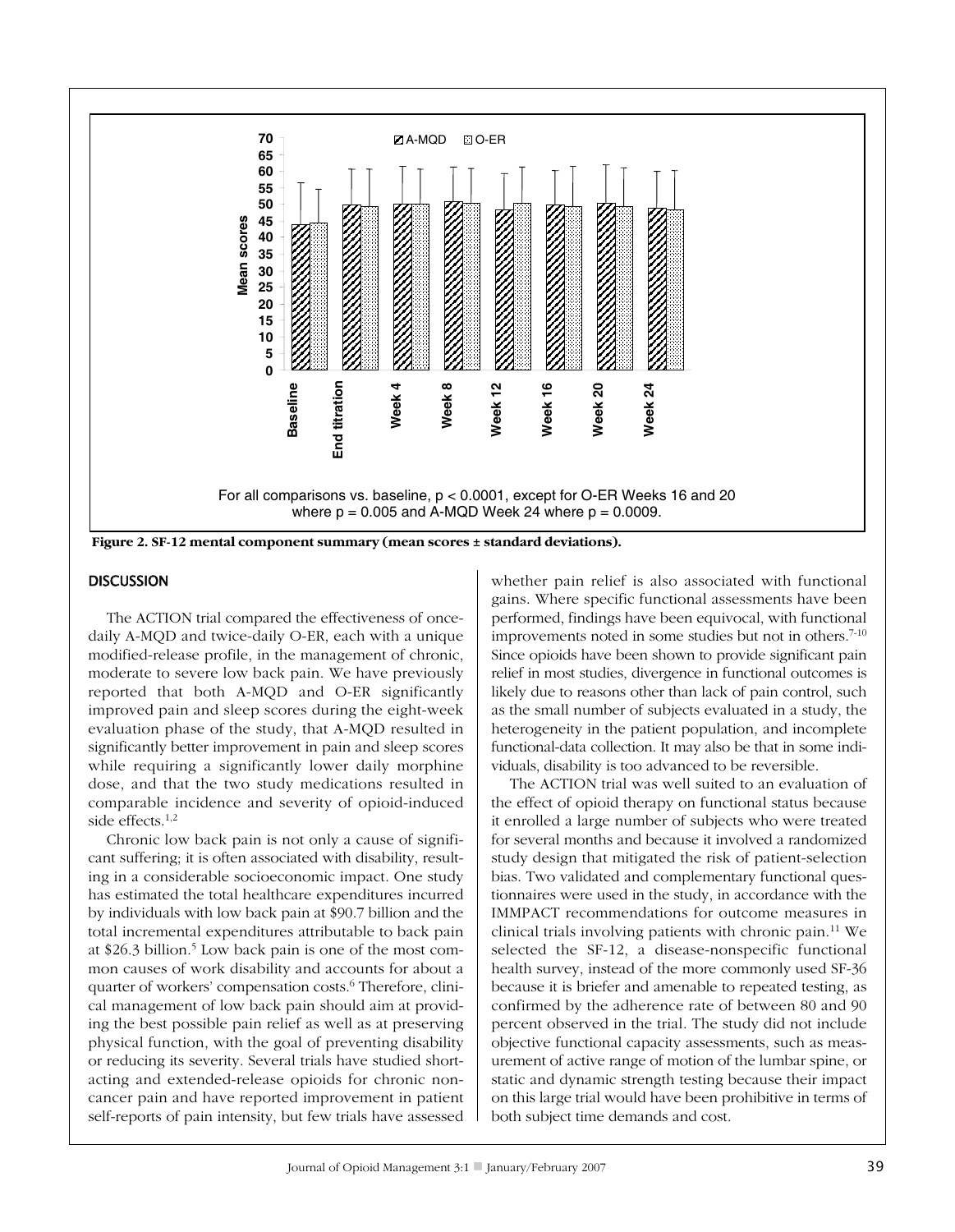For all comparisons vs. baseline, $p < 0.0001$, except for O-ER Weeks 16 and 20 where $p = 0.005$ and A-MQD Week 24 where $p = 0.0009$.

**Figure 2. SF-12 mental component summary (mean scores ± standard deviations).**

## DISCUSSION

The ACTION trial compared the effectiveness of once-daily A-MQD and twice-daily O-ER, each with a unique modified-release profile, in the management of chronic, moderate to severe low back pain. We have previously reported that both A-MQD and O-ER significantly improved pain and sleep scores during the eight-week evaluation phase of the study, that A-MQD resulted in significantly better improvement in pain and sleep scores while requiring a significantly lower daily morphine dose, and that the two study medications resulted in comparable incidence and severity of opioid-induced side effects.[1,2]

Chronic low back pain is not only a cause of significant suffering; it is often associated with disability, resulting in a considerable socioeconomic impact. One study has estimated the total healthcare expenditures incurred by individuals with low back pain at $90.7 billion and the total incremental expenditures attributable to back pain at $26.3 billion.[5] Low back pain is one of the most common causes of work disability and accounts for about a quarter of workers' compensation costs.[6] Therefore, clinical management of low back pain should aim at providing the best possible pain relief as well as at preserving physical function, with the goal of preventing disability or reducing its severity. Several trials have studied short-acting and extended-release opioids for chronic non-cancer pain and have reported improvement in patient self-reports of pain intensity, but few trials have assessed whether pain relief is also associated with functional gains. Where specific functional assessments have been performed, findings have been equivocal, with functional improvements noted in some studies but not in others.[7-10] Since opioids have been shown to provide significant pain relief in most studies, divergence in functional outcomes is likely due to reasons other than lack of pain control, such as the small number of subjects evaluated in a study, the heterogeneity in the patient population, and incomplete functional-data collection. It may also be that in some individuals, disability is too advanced to be reversible.

The ACTION trial was well suited to an evaluation of the effect of opioid therapy on functional status because it enrolled a large number of subjects who were treated for several months and because it involved a randomized study design that mitigated the risk of patient-selection bias. Two validated and complementary functional questionnaires were used in the study, in accordance with the IMMPACT recommendations for outcome measures in clinical trials involving patients with chronic pain.[11] We selected the SF-12, a disease-nonspecific functional health survey, instead of the more commonly used SF-36 because it is briefer and amenable to repeated testing, as confirmed by the adherence rate of between 80 and 90 percent observed in the trial. The study did not include objective functional capacity assessments, such as measurement of active range of motion of the lumbar spine, or static and dynamic strength testing because their impact on this large trial would have been prohibitive in terms of both subject time demands and cost.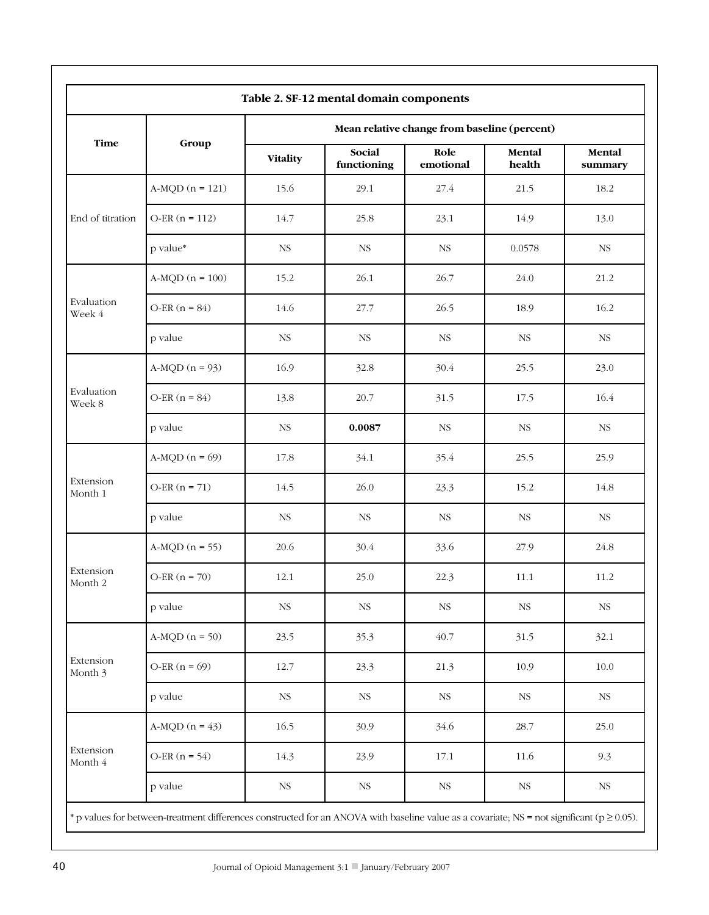**Table 2. SF-12 mental domain components**

| Time | Group | Mean relative change from baseline (percent) | | | | |
|---|---|---|---|---|---|---|
| | | Vitality | Social functioning | Role emotional | Mental health | Mental summary |
| End of titration | A-MQD (n = 121) | 15.6 | 29.1 | 27.4 | 21.5 | 18.2 |
| | O-ER (n = 112) | 14.7 | 25.8 | 23.1 | 14.9 | 13.0 |
| | p value* | NS | NS | NS | 0.0578 | NS |
| Evaluation Week 4 | A-MQD (n = 100) | 15.2 | 26.1 | 26.7 | 24.0 | 21.2 |
| | O-ER (n = 84) | 14.6 | 27.7 | 26.5 | 18.9 | 16.2 |
| | p value | NS | NS | NS | NS | NS |
| Evaluation Week 8 | A-MQD (n = 93) | 16.9 | 32.8 | 30.4 | 25.5 | 23.0 |
| | O-ER (n = 84) | 13.8 | 20.7 | 31.5 | 17.5 | 16.4 |
| | p value | NS | **0.0087** | NS | NS | NS |
| Extension Month 1 | A-MQD (n = 69) | 17.8 | 34.1 | 35.4 | 25.5 | 25.9 |
| | O-ER (n = 71) | 14.5 | 26.0 | 23.3 | 15.2 | 14.8 |
| | p value | NS | NS | NS | NS | NS |
| Extension Month 2 | A-MQD (n = 55) | 20.6 | 30.4 | 33.6 | 27.9 | 24.8 |
| | O-ER (n = 70) | 12.1 | 25.0 | 22.3 | 11.1 | 11.2 |
| | p value | NS | NS | NS | NS | NS |
| Extension Month 3 | A-MQD (n = 50) | 23.5 | 35.3 | 40.7 | 31.5 | 32.1 |
| | O-ER (n = 69) | 12.7 | 23.3 | 21.3 | 10.9 | 10.0 |
| | p value | NS | NS | NS | NS | NS |
| Extension Month 4 | A-MQD (n = 43) | 16.5 | 30.9 | 34.6 | 28.7 | 25.0 |
| | O-ER (n = 54) | 14.3 | 23.9 | 17.1 | 11.6 | 9.3 |
| | p value | NS | NS | NS | NS | NS |

* p values for between-treatment differences constructed for an ANOVA with baseline value as a covariate; NS = not significant ($p \geq 0.05$).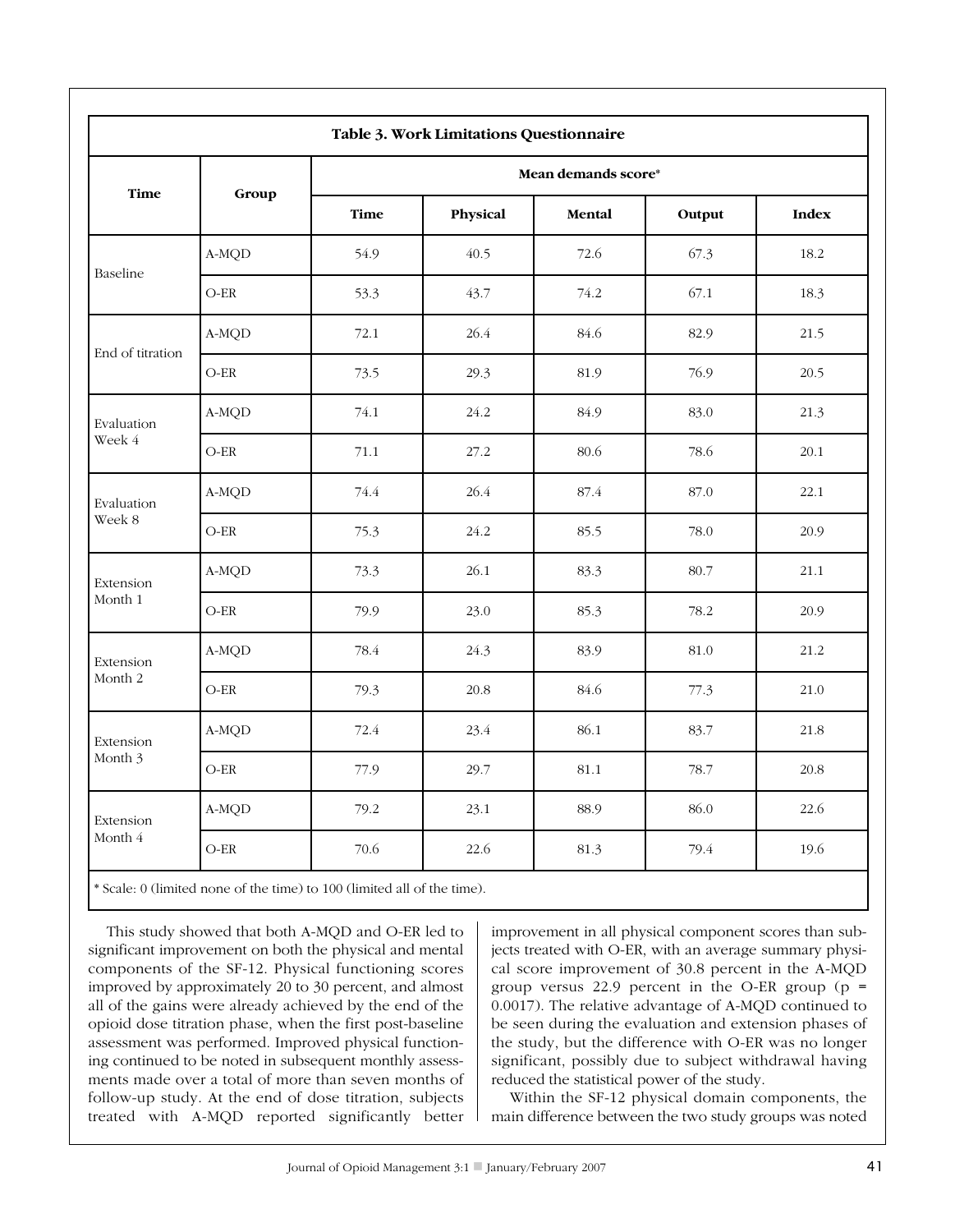**Table 3. Work Limitations Questionnaire**

| Time | Group | Mean demands score* | | | | |
|---|---|---|---|---|---|---|
| | | Time | Physical | Mental | Output | Index |
| Baseline | A-MQD | 54.9 | 40.5 | 72.6 | 67.3 | 18.2 |
| | O-ER | 53.3 | 43.7 | 74.2 | 67.1 | 18.3 |
| End of titration | A-MQD | 72.1 | 26.4 | 84.6 | 82.9 | 21.5 |
| | O-ER | 73.5 | 29.3 | 81.9 | 76.9 | 20.5 |
| Evaluation Week 4 | A-MQD | 74.1 | 24.2 | 84.9 | 83.0 | 21.3 |
| | O-ER | 71.1 | 27.2 | 80.6 | 78.6 | 20.1 |
| Evaluation Week 8 | A-MQD | 74.4 | 26.4 | 87.4 | 87.0 | 22.1 |
| | O-ER | 75.3 | 24.2 | 85.5 | 78.0 | 20.9 |
| Extension Month 1 | A-MQD | 73.3 | 26.1 | 83.3 | 80.7 | 21.1 |
| | O-ER | 79.9 | 23.0 | 85.3 | 78.2 | 20.9 |
| Extension Month 2 | A-MQD | 78.4 | 24.3 | 83.9 | 81.0 | 21.2 |
| | O-ER | 79.3 | 20.8 | 84.6 | 77.3 | 21.0 |
| Extension Month 3 | A-MQD | 72.4 | 23.4 | 86.1 | 83.7 | 21.8 |
| | O-ER | 77.9 | 29.7 | 81.1 | 78.7 | 20.8 |
| Extension Month 4 | A-MQD | 79.2 | 23.1 | 88.9 | 86.0 | 22.6 |
| | O-ER | 70.6 | 22.6 | 81.3 | 79.4 | 19.6 |

* Scale: 0 (limited none of the time) to 100 (limited all of the time).

This study showed that both A-MQD and O-ER led to significant improvement on both the physical and mental components of the SF-12. Physical functioning scores improved by approximately 20 to 30 percent, and almost all of the gains were already achieved by the end of the opioid dose titration phase, when the first post-baseline assessment was performed. Improved physical functioning continued to be noted in subsequent monthly assessments made over a total of more than seven months of follow-up study. At the end of dose titration, subjects treated with A-MQD reported significantly better improvement in all physical component scores than subjects treated with O-ER, with an average summary physical score improvement of 30.8 percent in the A-MQD group versus 22.9 percent in the O-ER group ($p = 0.0017$). The relative advantage of A-MQD continued to be seen during the evaluation and extension phases of the study, but the difference with O-ER was no longer significant, possibly due to subject withdrawal having reduced the statistical power of the study.

Within the SF-12 physical domain components, the main difference between the two study groups was noted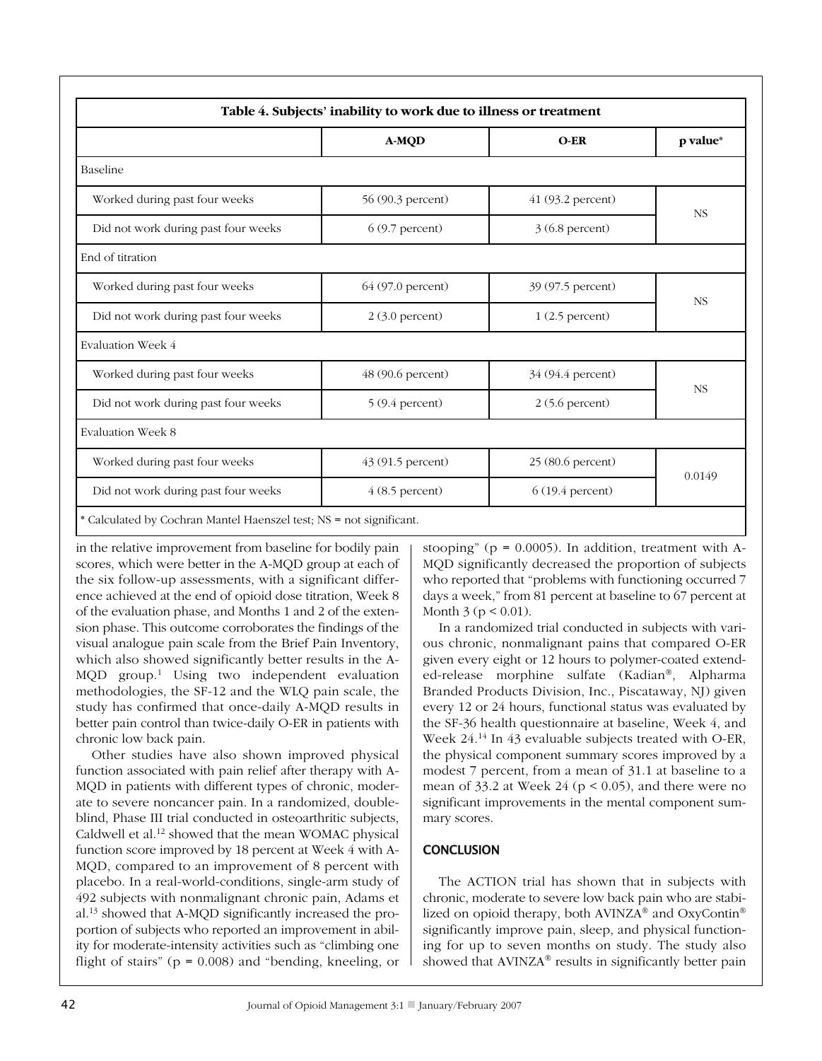**Table 4. Subjects' inability to work due to illness or treatment**

| | A-MQD | O-ER | p value* |
|---|---|---|---|
| Baseline | | | |
| Worked during past four weeks | 56 (90.3 percent) | 41 (93.2 percent) | NS |
| Did not work during past four weeks | 6 (9.7 percent) | 3 (6.8 percent) | |
| End of titration | | | |
| Worked during past four weeks | 64 (97.0 percent) | 39 (97.5 percent) | NS |
| Did not work during past four weeks | 2 (3.0 percent) | 1 (2.5 percent) | |
| Evaluation Week 4 | | | |
| Worked during past four weeks | 48 (90.6 percent) | 34 (94.4 percent) | NS |
| Did not work during past four weeks | 5 (9.4 percent) | 2 (5.6 percent) | |
| Evaluation Week 8 | | | |
| Worked during past four weeks | 43 (91.5 percent) | 25 (80.6 percent) | 0.0149 |
| Did not work during past four weeks | 4 (8.5 percent) | 6 (19.4 percent) | |

* Calculated by Cochran Mantel Haenszel test; NS = not significant.

in the relative improvement from baseline for bodily pain scores, which were better in the A-MQD group at each of the six follow-up assessments, with a significant difference achieved at the end of opioid dose titration, Week 8 of the evaluation phase, and Months 1 and 2 of the extension phase. This outcome corroborates the findings of the visual analogue pain scale from the Brief Pain Inventory, which also showed significantly better results in the A-MQD group.[1] Using two independent evaluation methodologies, the SF-12 and the WLQ pain scale, the study has confirmed that once-daily A-MQD results in better pain control than twice-daily O-ER in patients with chronic low back pain.

Other studies have also shown improved physical function associated with pain relief after therapy with A-MQD in patients with different types of chronic, moderate to severe noncancer pain. In a randomized, double-blind, Phase III trial conducted in osteoarthritic subjects, Caldwell et al.[12] showed that the mean WOMAC physical function score improved by 18 percent at Week 4 with A-MQD, compared to an improvement of 8 percent with placebo. In a real-world-conditions, single-arm study of 492 subjects with nonmalignant chronic pain, Adams et al.[13] showed that A-MQD significantly increased the proportion of subjects who reported an improvement in ability for moderate-intensity activities such as "climbing one flight of stairs" ($p = 0.008$) and "bending, kneeling, or stooping" ($p = 0.0005$). In addition, treatment with A-MQD significantly decreased the proportion of subjects who reported that "problems with functioning occurred 7 days a week," from 81 percent at baseline to 67 percent at Month 3 ($p < 0.01$).

In a randomized trial conducted in subjects with various chronic, nonmalignant pains that compared O-ER given every eight or 12 hours to polymer-coated extended-release morphine sulfate (Kadian®, Alpharma Branded Products Division, Inc., Piscataway, NJ) given every 12 or 24 hours, functional status was evaluated by the SF-36 health questionnaire at baseline, Week 4, and Week 24.[14] In 43 evaluable subjects treated with O-ER, the physical component summary scores improved by a modest 7 percent, from a mean of 31.1 at baseline to a mean of 33.2 at Week 24 ($p < 0.05$), and there were no significant improvements in the mental component summary scores.

## CONCLUSION

The ACTION trial has shown that in subjects with chronic, moderate to severe low back pain who are stabilized on opioid therapy, both AVINZA® and OxyContin® significantly improve pain, sleep, and physical functioning for up to seven months on study. The study also showed that AVINZA® results in significantly better pain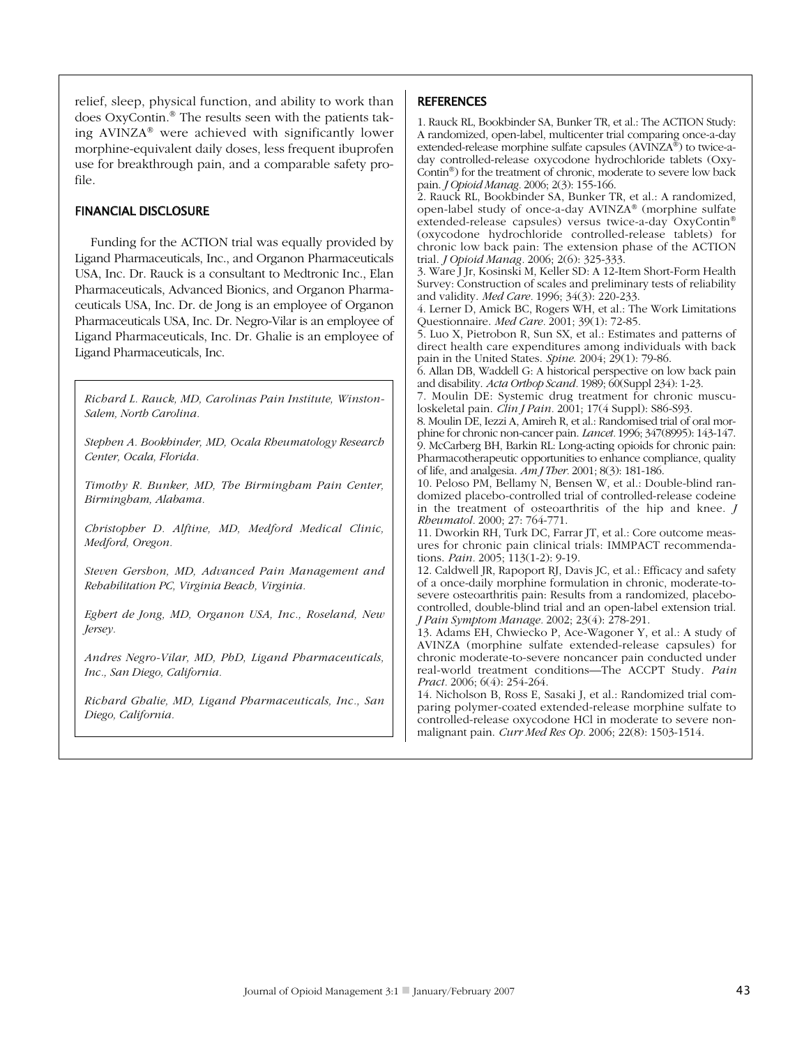relief, sleep, physical function, and ability to work than does OxyContin.® The results seen with the patients taking AVINZA® were achieved with significantly lower morphine-equivalent daily doses, less frequent ibuprofen use for breakthrough pain, and a comparable safety profile.

## FINANCIAL DISCLOSURE

Funding for the ACTION trial was equally provided by Ligand Pharmaceuticals, Inc., and Organon Pharmaceuticals USA, Inc. Dr. Rauck is a consultant to Medtronic Inc., Elan Pharmaceuticals, Advanced Bionics, and Organon Pharmaceuticals USA, Inc. Dr. de Jong is an employee of Organon Pharmaceuticals USA, Inc. Dr. Negro-Vilar is an employee of Ligand Pharmaceuticals, Inc. Dr. Ghalie is an employee of Ligand Pharmaceuticals, Inc.

*Richard L. Rauck, MD, Carolinas Pain Institute, Winston-Salem, North Carolina.*

*Stephen A. Bookbinder, MD, Ocala Rheumatology Research Center, Ocala, Florida.*

*Timothy R. Bunker, MD, The Birmingham Pain Center, Birmingham, Alabama.*

*Christopher D. Alftine, MD, Medford Medical Clinic, Medford, Oregon.*

*Steven Gershon, MD, Advanced Pain Management and Rehabilitation PC, Virginia Beach, Virginia.*

*Egbert de Jong, MD, Organon USA, Inc., Roseland, New Jersey.*

*Andres Negro-Vilar, MD, PhD, Ligand Pharmaceuticals, Inc., San Diego, California.*

*Richard Ghalie, MD, Ligand Pharmaceuticals, Inc., San Diego, California.*

## REFERENCES

1. Rauck RL, Bookbinder SA, Bunker TR, et al.: The ACTION Study: A randomized, open-label, multicenter trial comparing once-a-day extended-release morphine sulfate capsules (AVINZA®) to twice-a-day controlled-release oxycodone hydrochloride tablets (OxyContin®) for the treatment of chronic, moderate to severe low back pain. *J Opioid Manag*. 2006; 2(3): 155-166.
2. Rauck RL, Bookbinder SA, Bunker TR, et al.: A randomized, open-label study of once-a-day AVINZA® (morphine sulfate extended-release capsules) versus twice-a-day OxyContin® (oxycodone hydrochloride controlled-release tablets) for chronic low back pain: The extension phase of the ACTION trial. *J Opioid Manag*. 2006; 2(6): 325-333.
3. Ware J Jr, Kosinski M, Keller SD: A 12-Item Short-Form Health Survey: Construction of scales and preliminary tests of reliability and validity. *Med Care*. 1996; 34(3): 220-233.
4. Lerner D, Amick BC, Rogers WH, et al.: The Work Limitations Questionnaire. *Med Care*. 2001; 39(1): 72-85.
5. Luo X, Pietrobon R, Sun SX, et al.: Estimates and patterns of direct health care expenditures among individuals with back pain in the United States. *Spine*. 2004; 29(1): 79-86.
6. Allan DB, Waddell G: A historical perspective on low back pain and disability. *Acta Orthop Scand*. 1989; 60(Suppl 234): 1-23.
7. Moulin DE: Systemic drug treatment for chronic musculoskeletal pain. *Clin J Pain*. 2001; 17(4 Suppl): S86-S93.
8. Moulin DE, Iezzi A, Amireh R, et al.: Randomised trial of oral morphine for chronic non-cancer pain. *Lancet*. 1996; 347(8995): 143-147.
9. McCarberg BH, Barkin RL: Long-acting opioids for chronic pain: Pharmacotherapeutic opportunities to enhance compliance, quality of life, and analgesia. *Am J Ther*. 2001; 8(3): 181-186.
10. Peloso PM, Bellamy N, Bensen W, et al.: Double-blind randomized placebo-controlled trial of controlled-release codeine in the treatment of osteoarthritis of the hip and knee. *J Rheumatol*. 2000; 27: 764-771.
11. Dworkin RH, Turk DC, Farrar JT, et al.: Core outcome measures for chronic pain clinical trials: IMMPACT recommendations. *Pain*. 2005; 113(1-2): 9-19.
12. Caldwell JR, Rapoport RJ, Davis JC, et al.: Efficacy and safety of a once-daily morphine formulation in chronic, moderate-to-severe osteoarthritis pain: Results from a randomized, placebo-controlled, double-blind trial and an open-label extension trial. *J Pain Symptom Manage*. 2002; 23(4): 278-291.
13. Adams EH, Chwiecko P, Ace-Wagoner Y, et al.: A study of AVINZA (morphine sulfate extended-release capsules) for chronic moderate-to-severe noncancer pain conducted under real-world treatment conditions—The ACCPT Study. *Pain Pract*. 2006; 6(4): 254-264.
14. Nicholson B, Ross E, Sasaki J, et al.: Randomized trial comparing polymer-coated extended-release morphine sulfate to controlled-release oxycodone HCl in moderate to severe nonmalignant pain. *Curr Med Res Op*. 2006; 22(8): 1503-1514.